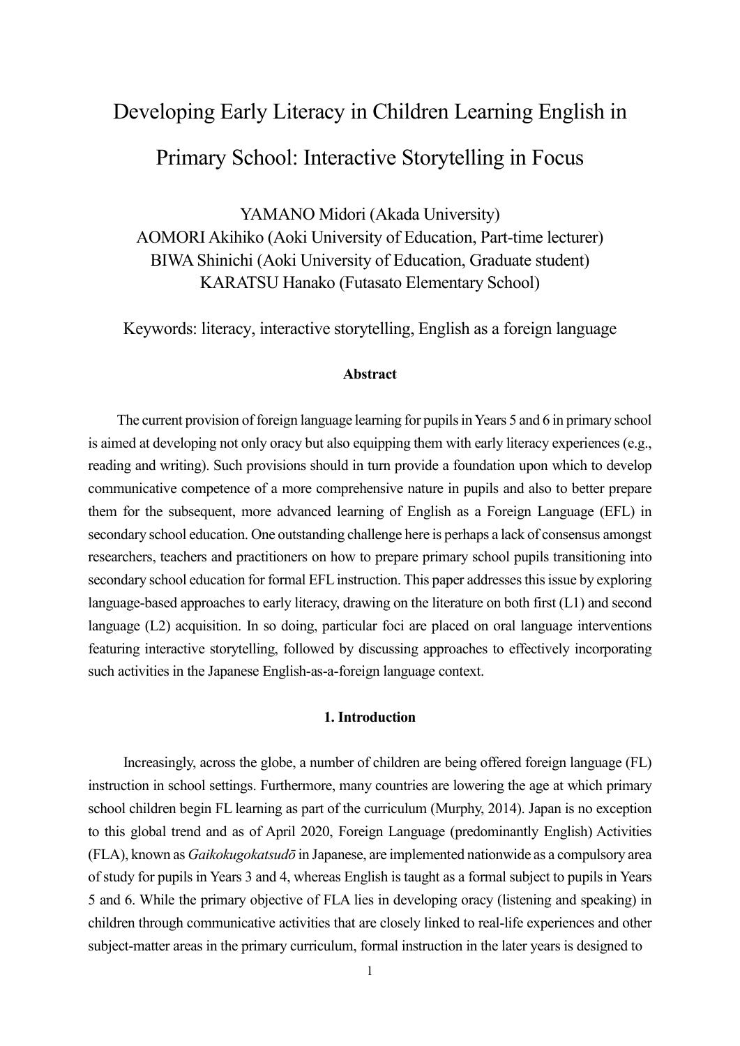# Developing Early Literacy in Children Learning English in Primary School: Interactive Storytelling in Focus

YAMANO Midori (Akada University)
AOMORI Akihiko (Aoki University of Education, Part-time lecturer)
BIWA Shinichi (Aoki University of Education, Graduate student)
KARATSU Hanako (Futasato Elementary School)

Keywords: literacy, interactive storytelling, English as a foreign language

## Abstract

The current provision of foreign language learning for pupils in Years 5 and 6 in primary school is aimed at developing not only oracy but also equipping them with early literacy experiences (e.g., reading and writing). Such provisions should in turn provide a foundation upon which to develop communicative competence of a more comprehensive nature in pupils and also to better prepare them for the subsequent, more advanced learning of English as a Foreign Language (EFL) in secondary school education. One outstanding challenge here is perhaps a lack of consensus amongst researchers, teachers and practitioners on how to prepare primary school pupils transitioning into secondary school education for formal EFL instruction. This paper addresses this issue by exploring language-based approaches to early literacy, drawing on the literature on both first (L1) and second language (L2) acquisition. In so doing, particular foci are placed on oral language interventions featuring interactive storytelling, followed by discussing approaches to effectively incorporating such activities in the Japanese English-as-a-foreign language context.

## 1. Introduction

Increasingly, across the globe, a number of children are being offered foreign language (FL) instruction in school settings. Furthermore, many countries are lowering the age at which primary school children begin FL learning as part of the curriculum (Murphy, 2014). Japan is no exception to this global trend and as of April 2020, Foreign Language (predominantly English) Activities (FLA), known as *Gaikokugokatsudō* in Japanese, are implemented nationwide as a compulsory area of study for pupils in Years 3 and 4, whereas English is taught as a formal subject to pupils in Years 5 and 6. While the primary objective of FLA lies in developing oracy (listening and speaking) in children through communicative activities that are closely linked to real-life experiences and other subject-matter areas in the primary curriculum, formal instruction in the later years is designed to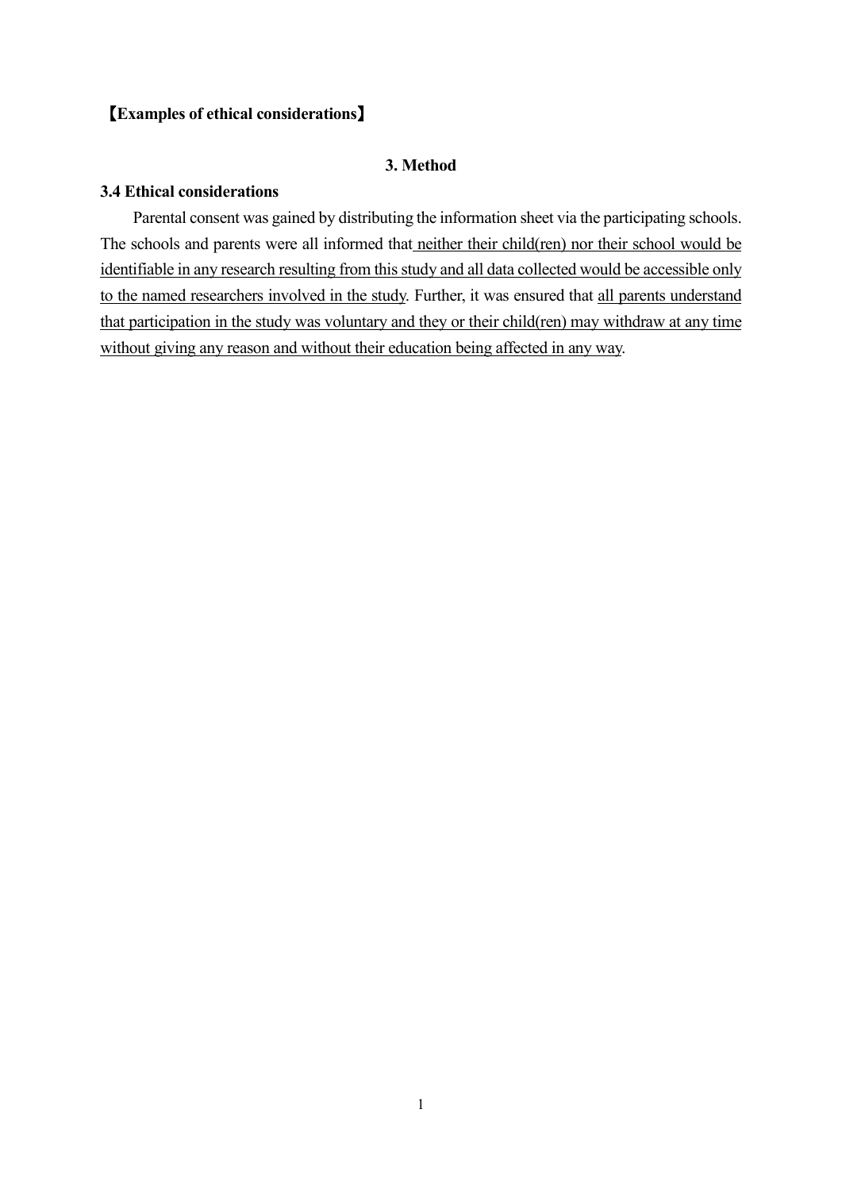【Examples of ethical considerations】

## 3. Method

### 3.4 Ethical considerations

Parental consent was gained by distributing the information sheet via the participating schools. The schools and parents were all informed that <u>neither their child(ren) nor their school would be identifiable in any research resulting from this study and all data collected would be accessible only to the named researchers involved in the study</u>. Further, it was ensured that <u>all parents understand that participation in the study was voluntary and they or their child(ren) may withdraw at any time without giving any reason and without their education being affected in any way</u>.